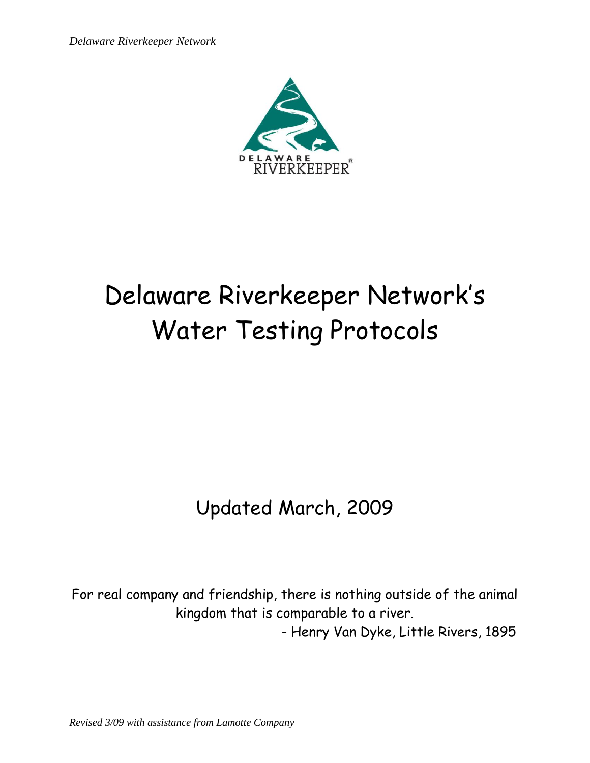# Delaware Riverkeeper Network's Water Testing Protocols

Updated March, 2009

For real company and friendship, there is nothing outside of the animal kingdom that is comparable to a river.

- Henry Van Dyke, Little Rivers, 1895

*Revised 3/09 with assistance from Lamotte Company*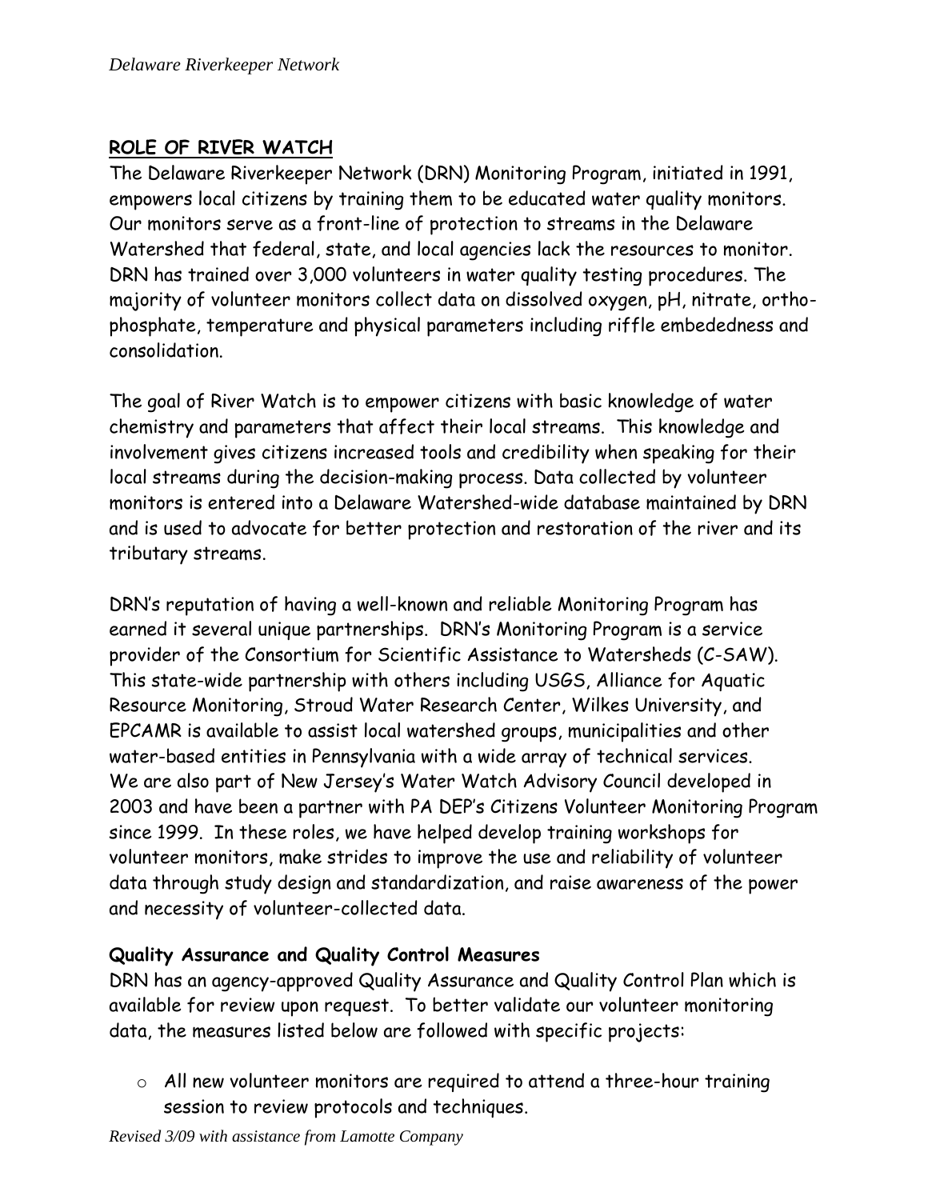## ROLE OF RIVER WATCH

The Delaware Riverkeeper Network (DRN) Monitoring Program, initiated in 1991, empowers local citizens by training them to be educated water quality monitors. Our monitors serve as a front-line of protection to streams in the Delaware Watershed that federal, state, and local agencies lack the resources to monitor. DRN has trained over 3,000 volunteers in water quality testing procedures. The majority of volunteer monitors collect data on dissolved oxygen, pH, nitrate, ortho-phosphate, temperature and physical parameters including riffle embededness and consolidation.

The goal of River Watch is to empower citizens with basic knowledge of water chemistry and parameters that affect their local streams. This knowledge and involvement gives citizens increased tools and credibility when speaking for their local streams during the decision-making process. Data collected by volunteer monitors is entered into a Delaware Watershed-wide database maintained by DRN and is used to advocate for better protection and restoration of the river and its tributary streams.

DRN's reputation of having a well-known and reliable Monitoring Program has earned it several unique partnerships. DRN's Monitoring Program is a service provider of the Consortium for Scientific Assistance to Watersheds (C-SAW). This state-wide partnership with others including USGS, Alliance for Aquatic Resource Monitoring, Stroud Water Research Center, Wilkes University, and EPCAMR is available to assist local watershed groups, municipalities and other water-based entities in Pennsylvania with a wide array of technical services. We are also part of New Jersey's Water Watch Advisory Council developed in 2003 and have been a partner with PA DEP's Citizens Volunteer Monitoring Program since 1999. In these roles, we have helped develop training workshops for volunteer monitors, make strides to improve the use and reliability of volunteer data through study design and standardization, and raise awareness of the power and necessity of volunteer-collected data.

### Quality Assurance and Quality Control Measures

DRN has an agency-approved Quality Assurance and Quality Control Plan which is available for review upon request. To better validate our volunteer monitoring data, the measures listed below are followed with specific projects:

- All new volunteer monitors are required to attend a three-hour training session to review protocols and techniques.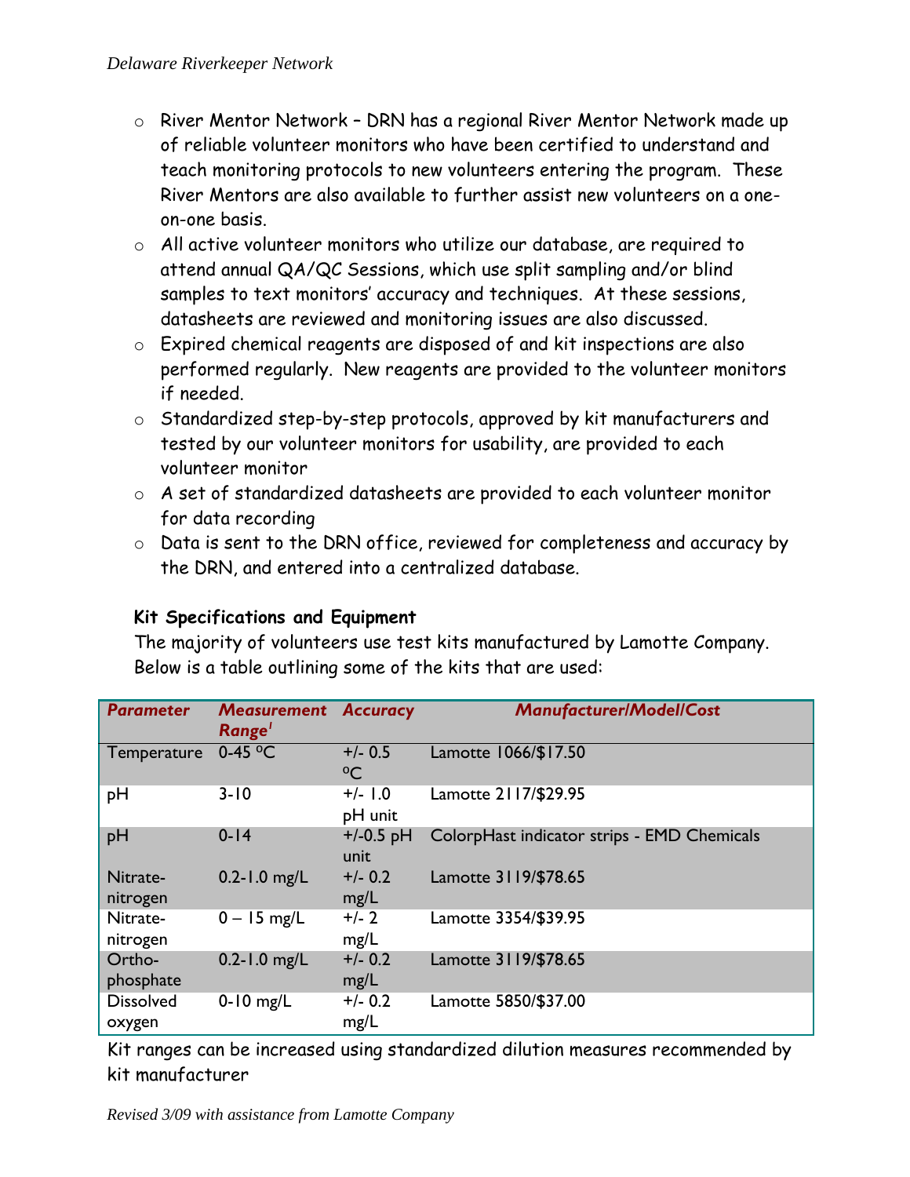- River Mentor Network – DRN has a regional River Mentor Network made up of reliable volunteer monitors who have been certified to understand and teach monitoring protocols to new volunteers entering the program. These River Mentors are also available to further assist new volunteers on a one-on-one basis.
- All active volunteer monitors who utilize our database, are required to attend annual QA/QC Sessions, which use split sampling and/or blind samples to text monitors' accuracy and techniques. At these sessions, datasheets are reviewed and monitoring issues are also discussed.
- Expired chemical reagents are disposed of and kit inspections are also performed regularly. New reagents are provided to the volunteer monitors if needed.
- Standardized step-by-step protocols, approved by kit manufacturers and tested by our volunteer monitors for usability, are provided to each volunteer monitor
- A set of standardized datasheets are provided to each volunteer monitor for data recording
- Data is sent to the DRN office, reviewed for completeness and accuracy by the DRN, and entered into a centralized database.

**Kit Specifications and Equipment**

The majority of volunteers use test kits manufactured by Lamotte Company. Below is a table outlining some of the kits that are used:

| *Parameter* | *Measurement Range*[1] | *Accuracy* | *Manufacturer/Model/Cost* |
|---|---|---|---|
| Temperature | 0-45 °C | +/- 0.5 °C | Lamotte 1066/$17.50 |
| pH | 3-10 | +/- 1.0 pH unit | Lamotte 2117/$29.95 |
| pH | 0-14 | +/-0.5 pH unit | ColorpHast indicator strips - EMD Chemicals |
| Nitrate-nitrogen | 0.2-1.0 mg/L | +/- 0.2 mg/L | Lamotte 3119/$78.65 |
| Nitrate-nitrogen | 0 – 15 mg/L | +/- 2 mg/L | Lamotte 3354/$39.95 |
| Ortho-phosphate | 0.2-1.0 mg/L | +/- 0.2 mg/L | Lamotte 3119/$78.65 |
| Dissolved oxygen | 0-10 mg/L | +/- 0.2 mg/L | Lamotte 5850/$37.00 |

Kit ranges can be increased using standardized dilution measures recommended by kit manufacturer

*Revised 3/09 with assistance from Lamotte Company*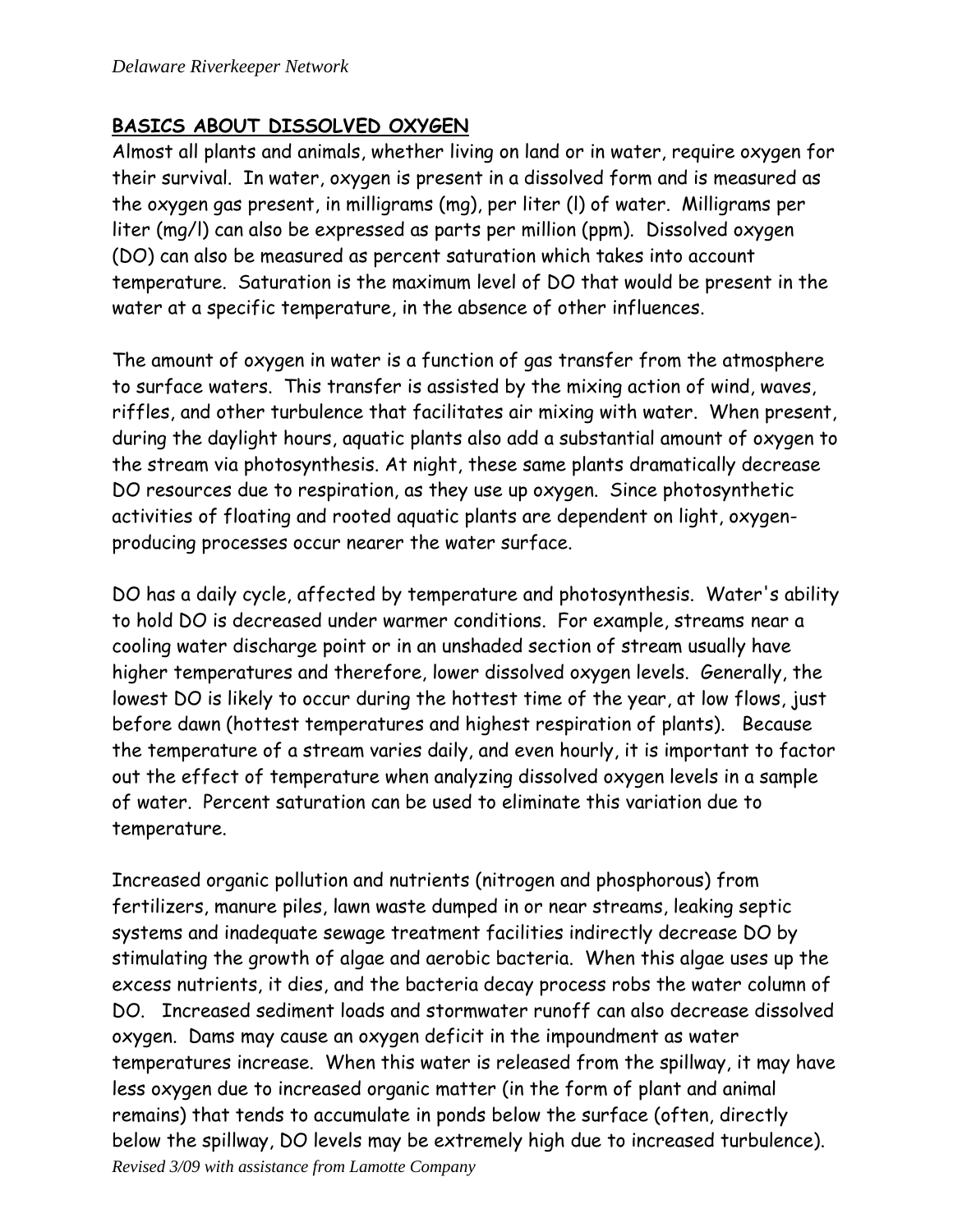## BASICS ABOUT DISSOLVED OXYGEN

Almost all plants and animals, whether living on land or in water, require oxygen for their survival. In water, oxygen is present in a dissolved form and is measured as the oxygen gas present, in milligrams (mg), per liter (l) of water. Milligrams per liter (mg/l) can also be expressed as parts per million (ppm). Dissolved oxygen (DO) can also be measured as percent saturation which takes into account temperature. Saturation is the maximum level of DO that would be present in the water at a specific temperature, in the absence of other influences.

The amount of oxygen in water is a function of gas transfer from the atmosphere to surface waters. This transfer is assisted by the mixing action of wind, waves, riffles, and other turbulence that facilitates air mixing with water. When present, during the daylight hours, aquatic plants also add a substantial amount of oxygen to the stream via photosynthesis. At night, these same plants dramatically decrease DO resources due to respiration, as they use up oxygen. Since photosynthetic activities of floating and rooted aquatic plants are dependent on light, oxygen-producing processes occur nearer the water surface.

DO has a daily cycle, affected by temperature and photosynthesis. Water's ability to hold DO is decreased under warmer conditions. For example, streams near a cooling water discharge point or in an unshaded section of stream usually have higher temperatures and therefore, lower dissolved oxygen levels. Generally, the lowest DO is likely to occur during the hottest time of the year, at low flows, just before dawn (hottest temperatures and highest respiration of plants). Because the temperature of a stream varies daily, and even hourly, it is important to factor out the effect of temperature when analyzing dissolved oxygen levels in a sample of water. Percent saturation can be used to eliminate this variation due to temperature.

Increased organic pollution and nutrients (nitrogen and phosphorous) from fertilizers, manure piles, lawn waste dumped in or near streams, leaking septic systems and inadequate sewage treatment facilities indirectly decrease DO by stimulating the growth of algae and aerobic bacteria. When this algae uses up the excess nutrients, it dies, and the bacteria decay process robs the water column of DO. Increased sediment loads and stormwater runoff can also decrease dissolved oxygen. Dams may cause an oxygen deficit in the impoundment as water temperatures increase. When this water is released from the spillway, it may have less oxygen due to increased organic matter (in the form of plant and animal remains) that tends to accumulate in ponds below the surface (often, directly below the spillway, DO levels may be extremely high due to increased turbulence).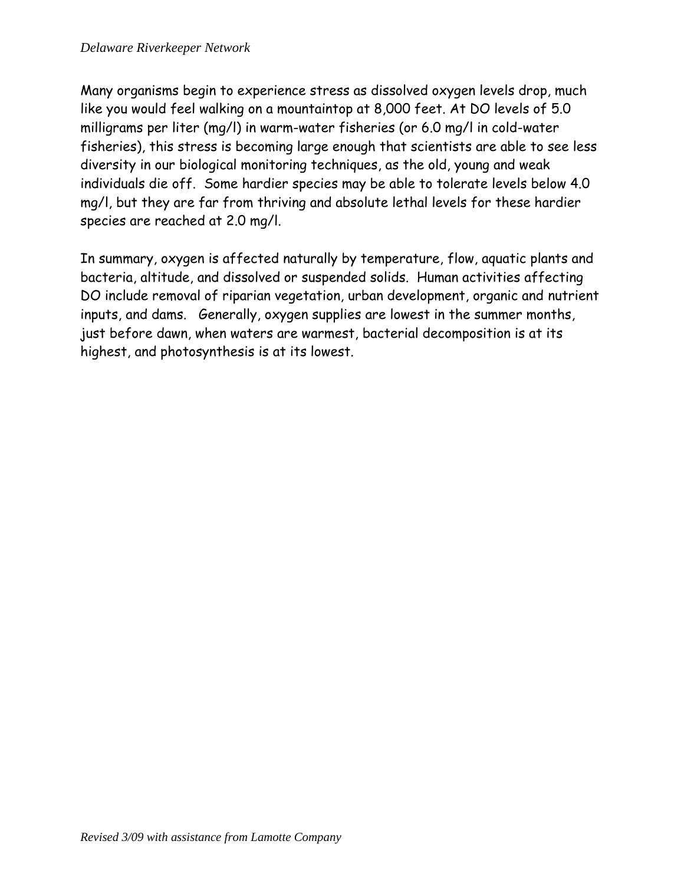Many organisms begin to experience stress as dissolved oxygen levels drop, much like you would feel walking on a mountaintop at 8,000 feet. At DO levels of 5.0 milligrams per liter (mg/l) in warm-water fisheries (or 6.0 mg/l in cold-water fisheries), this stress is becoming large enough that scientists are able to see less diversity in our biological monitoring techniques, as the old, young and weak individuals die off. Some hardier species may be able to tolerate levels below 4.0 mg/l, but they are far from thriving and absolute lethal levels for these hardier species are reached at 2.0 mg/l.

In summary, oxygen is affected naturally by temperature, flow, aquatic plants and bacteria, altitude, and dissolved or suspended solids. Human activities affecting DO include removal of riparian vegetation, urban development, organic and nutrient inputs, and dams. Generally, oxygen supplies are lowest in the summer months, just before dawn, when waters are warmest, bacterial decomposition is at its highest, and photosynthesis is at its lowest.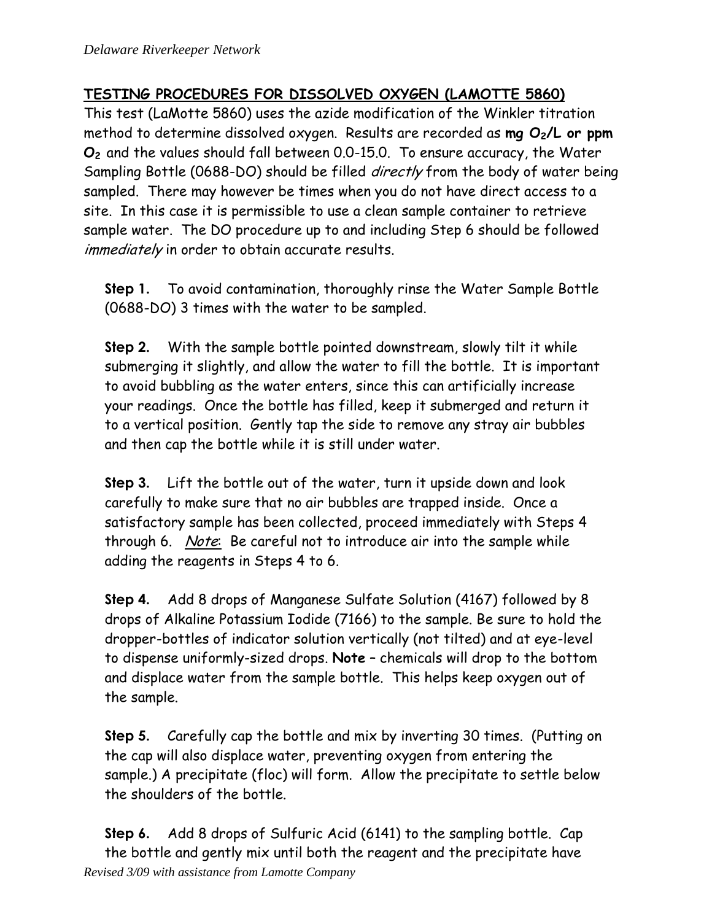## TESTING PROCEDURES FOR DISSOLVED OXYGEN (LAMOTTE 5860)

This test (LaMotte 5860) uses the azide modification of the Winkler titration method to determine dissolved oxygen. Results are recorded as **mg $O_2$/L or ppm $O_2$** and the values should fall between 0.0-15.0. To ensure accuracy, the Water Sampling Bottle (0688-DO) should be filled *directly* from the body of water being sampled. There may however be times when you do not have direct access to a site. In this case it is permissible to use a clean sample container to retrieve sample water. The DO procedure up to and including Step 6 should be followed *immediately* in order to obtain accurate results.

**Step 1.** To avoid contamination, thoroughly rinse the Water Sample Bottle (0688-DO) 3 times with the water to be sampled.

**Step 2.** With the sample bottle pointed downstream, slowly tilt it while submerging it slightly, and allow the water to fill the bottle. It is important to avoid bubbling as the water enters, since this can artificially increase your readings. Once the bottle has filled, keep it submerged and return it to a vertical position. Gently tap the side to remove any stray air bubbles and then cap the bottle while it is still under water.

**Step 3.** Lift the bottle out of the water, turn it upside down and look carefully to make sure that no air bubbles are trapped inside. Once a satisfactory sample has been collected, proceed immediately with Steps 4 through 6. *Note*: Be careful not to introduce air into the sample while adding the reagents in Steps 4 to 6.

**Step 4.** Add 8 drops of Manganese Sulfate Solution (4167) followed by 8 drops of Alkaline Potassium Iodide (7166) to the sample. Be sure to hold the dropper-bottles of indicator solution vertically (not tilted) and at eye-level to dispense uniformly-sized drops. **Note** – chemicals will drop to the bottom and displace water from the sample bottle. This helps keep oxygen out of the sample.

**Step 5.** Carefully cap the bottle and mix by inverting 30 times. (Putting on the cap will also displace water, preventing oxygen from entering the sample.) A precipitate (floc) will form. Allow the precipitate to settle below the shoulders of the bottle.

**Step 6.** Add 8 drops of Sulfuric Acid (6141) to the sampling bottle. Cap the bottle and gently mix until both the reagent and the precipitate have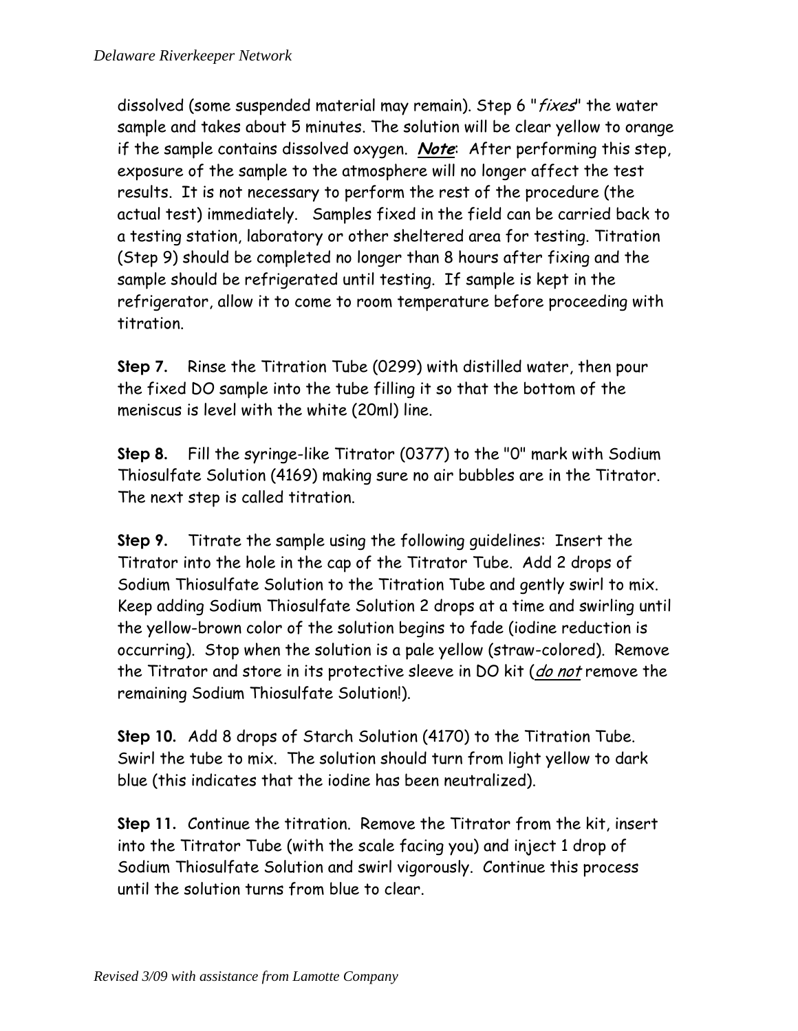dissolved (some suspended material may remain). Step 6 "*fixes*" the water sample and takes about 5 minutes. The solution will be clear yellow to orange if the sample contains dissolved oxygen. ***Note***: After performing this step, exposure of the sample to the atmosphere will no longer affect the test results. It is not necessary to perform the rest of the procedure (the actual test) immediately. Samples fixed in the field can be carried back to a testing station, laboratory or other sheltered area for testing. Titration (Step 9) should be completed no longer than 8 hours after fixing and the sample should be refrigerated until testing. If sample is kept in the refrigerator, allow it to come to room temperature before proceeding with titration.

**Step 7.** Rinse the Titration Tube (0299) with distilled water, then pour the fixed DO sample into the tube filling it so that the bottom of the meniscus is level with the white (20ml) line.

**Step 8.** Fill the syringe-like Titrator (0377) to the "0" mark with Sodium Thiosulfate Solution (4169) making sure no air bubbles are in the Titrator. The next step is called titration.

**Step 9.** Titrate the sample using the following guidelines: Insert the Titrator into the hole in the cap of the Titrator Tube. Add 2 drops of Sodium Thiosulfate Solution to the Titration Tube and gently swirl to mix. Keep adding Sodium Thiosulfate Solution 2 drops at a time and swirling until the yellow-brown color of the solution begins to fade (iodine reduction is occurring). Stop when the solution is a pale yellow (straw-colored). Remove the Titrator and store in its protective sleeve in DO kit (*do not* remove the remaining Sodium Thiosulfate Solution!).

**Step 10.** Add 8 drops of Starch Solution (4170) to the Titration Tube. Swirl the tube to mix. The solution should turn from light yellow to dark blue (this indicates that the iodine has been neutralized).

**Step 11.** Continue the titration. Remove the Titrator from the kit, insert into the Titrator Tube (with the scale facing you) and inject 1 drop of Sodium Thiosulfate Solution and swirl vigorously. Continue this process until the solution turns from blue to clear.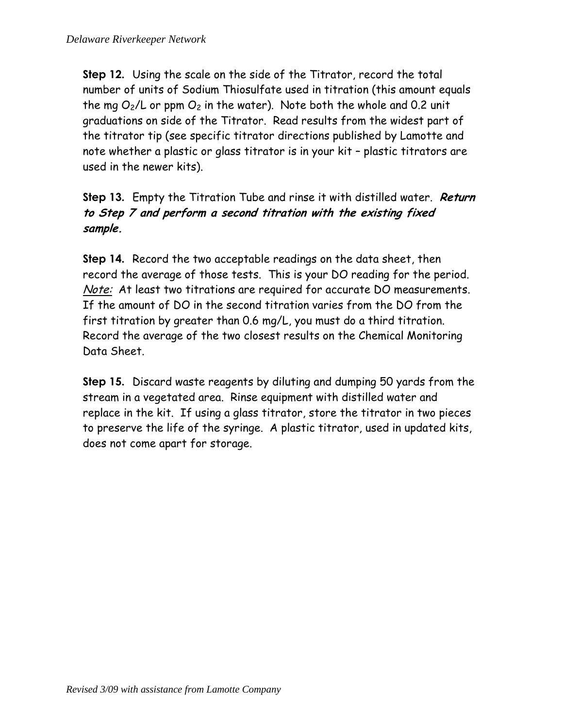**Step 12.** Using the scale on the side of the Titrator, record the total number of units of Sodium Thiosulfate used in titration (this amount equals the mg $O_2$/L or ppm $O_2$ in the water). Note both the whole and 0.2 unit graduations on side of the Titrator. Read results from the widest part of the titrator tip (see specific titrator directions published by Lamotte and note whether a plastic or glass titrator is in your kit – plastic titrators are used in the newer kits).

**Step 13.** Empty the Titration Tube and rinse it with distilled water. ***Return to Step 7 and perform a second titration with the existing fixed sample.***

**Step 14.** Record the two acceptable readings on the data sheet, then record the average of those tests. This is your DO reading for the period. *Note:* At least two titrations are required for accurate DO measurements. If the amount of DO in the second titration varies from the DO from the first titration by greater than 0.6 mg/L, you must do a third titration. Record the average of the two closest results on the Chemical Monitoring Data Sheet.

**Step 15.** Discard waste reagents by diluting and dumping 50 yards from the stream in a vegetated area. Rinse equipment with distilled water and replace in the kit. If using a glass titrator, store the titrator in two pieces to preserve the life of the syringe. A plastic titrator, used in updated kits, does not come apart for storage.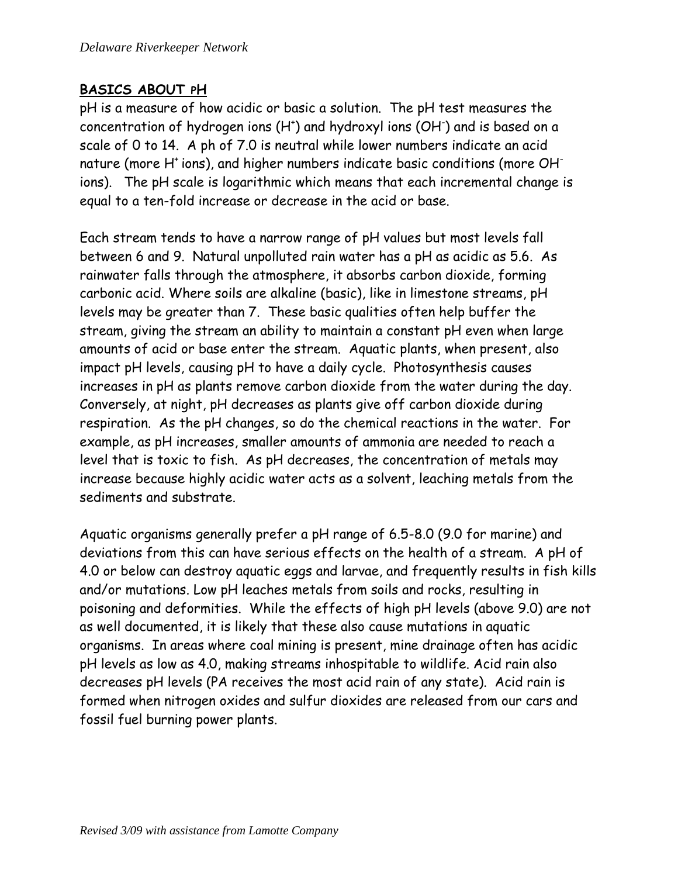## BASICS ABOUT pH

pH is a measure of how acidic or basic a solution. The pH test measures the concentration of hydrogen ions ($H^+$) and hydroxyl ions ($OH^-$) and is based on a scale of 0 to 14. A ph of 7.0 is neutral while lower numbers indicate an acid nature (more $H^+$ ions), and higher numbers indicate basic conditions (more $OH^-$ ions). The pH scale is logarithmic which means that each incremental change is equal to a ten-fold increase or decrease in the acid or base.

Each stream tends to have a narrow range of pH values but most levels fall between 6 and 9. Natural unpolluted rain water has a pH as acidic as 5.6. As rainwater falls through the atmosphere, it absorbs carbon dioxide, forming carbonic acid. Where soils are alkaline (basic), like in limestone streams, pH levels may be greater than 7. These basic qualities often help buffer the stream, giving the stream an ability to maintain a constant pH even when large amounts of acid or base enter the stream. Aquatic plants, when present, also impact pH levels, causing pH to have a daily cycle. Photosynthesis causes increases in pH as plants remove carbon dioxide from the water during the day. Conversely, at night, pH decreases as plants give off carbon dioxide during respiration. As the pH changes, so do the chemical reactions in the water. For example, as pH increases, smaller amounts of ammonia are needed to reach a level that is toxic to fish. As pH decreases, the concentration of metals may increase because highly acidic water acts as a solvent, leaching metals from the sediments and substrate.

Aquatic organisms generally prefer a pH range of 6.5-8.0 (9.0 for marine) and deviations from this can have serious effects on the health of a stream. A pH of 4.0 or below can destroy aquatic eggs and larvae, and frequently results in fish kills and/or mutations. Low pH leaches metals from soils and rocks, resulting in poisoning and deformities. While the effects of high pH levels (above 9.0) are not as well documented, it is likely that these also cause mutations in aquatic organisms. In areas where coal mining is present, mine drainage often has acidic pH levels as low as 4.0, making streams inhospitable to wildlife. Acid rain also decreases pH levels (PA receives the most acid rain of any state). Acid rain is formed when nitrogen oxides and sulfur dioxides are released from our cars and fossil fuel burning power plants.

*Revised 3/09 with assistance from Lamotte Company*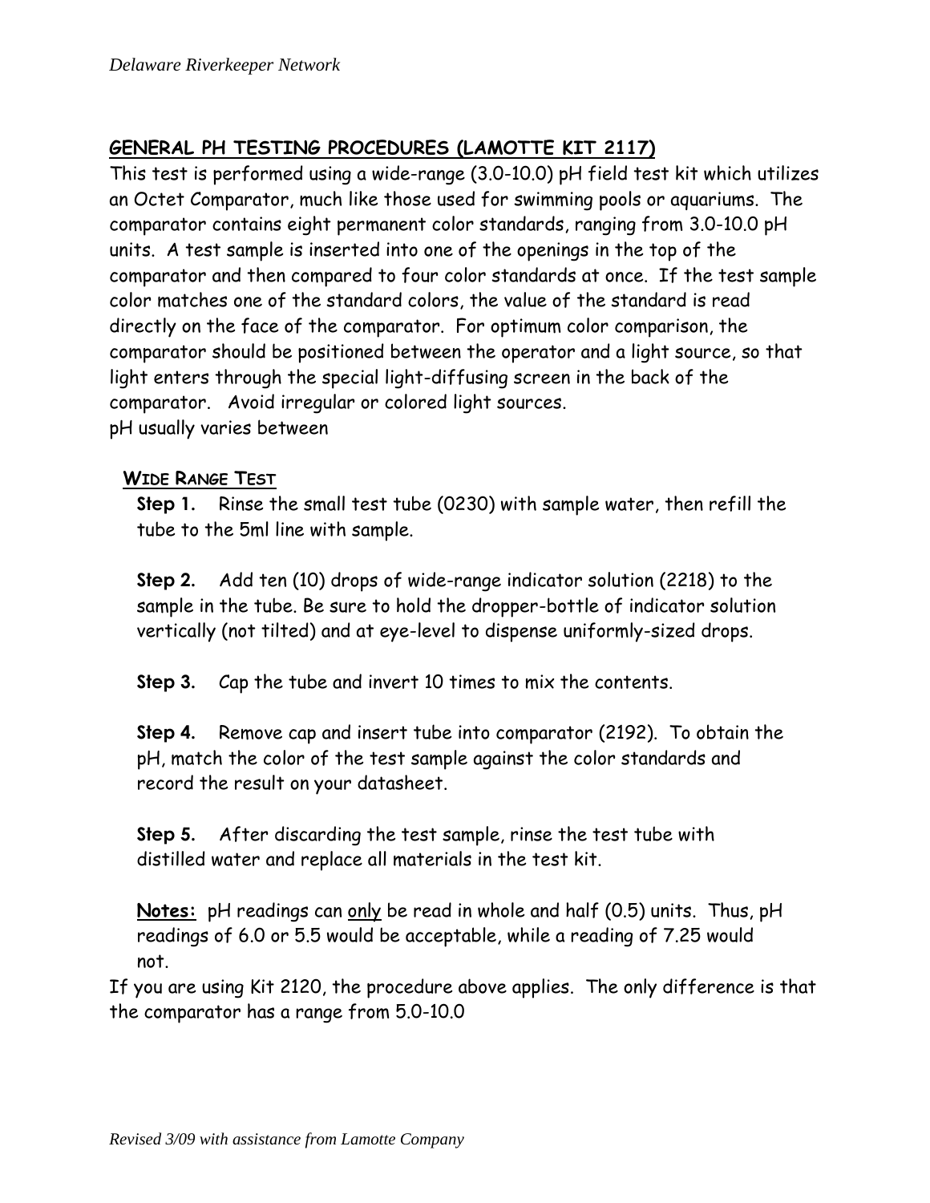## GENERAL PH TESTING PROCEDURES (LAMOTTE KIT 2117)

This test is performed using a wide-range (3.0-10.0) pH field test kit which utilizes an Octet Comparator, much like those used for swimming pools or aquariums. The comparator contains eight permanent color standards, ranging from 3.0-10.0 pH units. A test sample is inserted into one of the openings in the top of the comparator and then compared to four color standards at once. If the test sample color matches one of the standard colors, the value of the standard is read directly on the face of the comparator. For optimum color comparison, the comparator should be positioned between the operator and a light source, so that light enters through the special light-diffusing screen in the back of the comparator. Avoid irregular or colored light sources.
pH usually varies between

### WIDE RANGE TEST

**Step 1.** Rinse the small test tube (0230) with sample water, then refill the tube to the 5ml line with sample.

**Step 2.** Add ten (10) drops of wide-range indicator solution (2218) to the sample in the tube. Be sure to hold the dropper-bottle of indicator solution vertically (not tilted) and at eye-level to dispense uniformly-sized drops.

**Step 3.** Cap the tube and invert 10 times to mix the contents.

**Step 4.** Remove cap and insert tube into comparator (2192). To obtain the pH, match the color of the test sample against the color standards and record the result on your datasheet.

**Step 5.** After discarding the test sample, rinse the test tube with distilled water and replace all materials in the test kit.

**Notes:** pH readings can only be read in whole and half (0.5) units. Thus, pH readings of 6.0 or 5.5 would be acceptable, while a reading of 7.25 would not.

If you are using Kit 2120, the procedure above applies. The only difference is that the comparator has a range from 5.0-10.0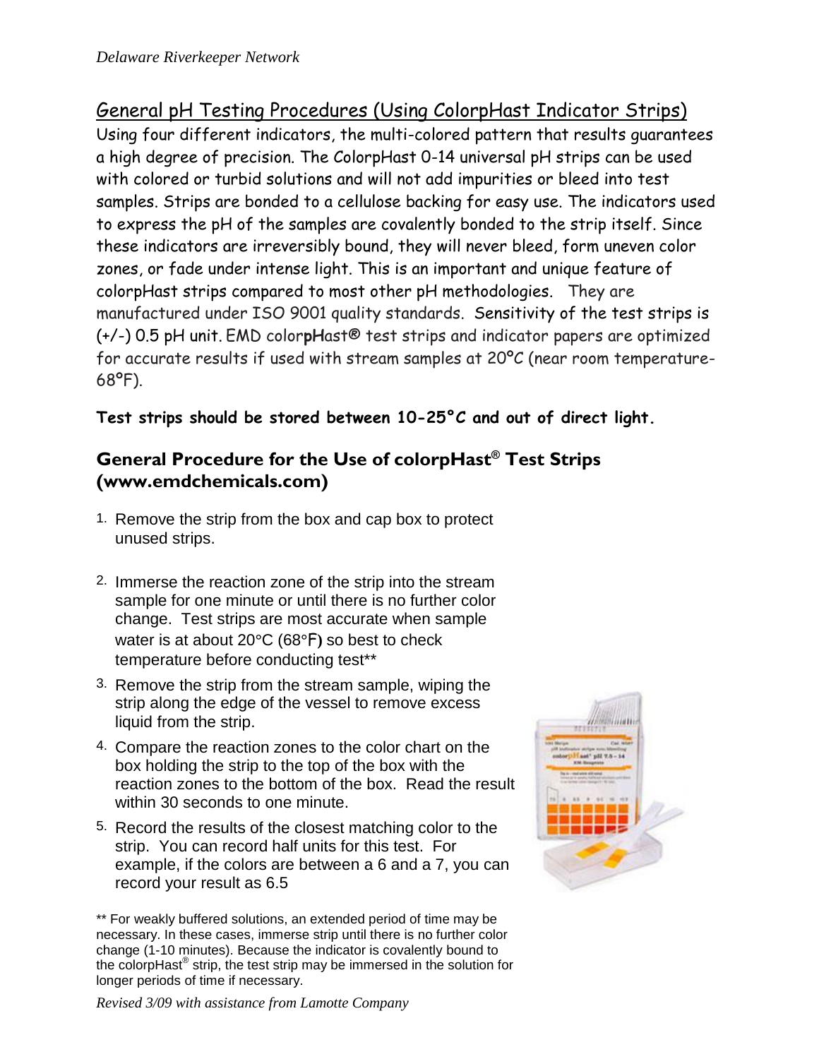## General pH Testing Procedures (Using ColorpHast Indicator Strips)

Using four different indicators, the multi-colored pattern that results guarantees a high degree of precision. The ColorpHast 0-14 universal pH strips can be used with colored or turbid solutions and will not add impurities or bleed into test samples. Strips are bonded to a cellulose backing for easy use. The indicators used to express the pH of the samples are covalently bonded to the strip itself. Since these indicators are irreversibly bound, they will never bleed, form uneven color zones, or fade under intense light. This is an important and unique feature of colorpHast strips compared to most other pH methodologies. They are manufactured under ISO 9001 quality standards. Sensitivity of the test strips is (+/-) 0.5 pH unit. EMD color**pH**ast® test strips and indicator papers are optimized for accurate results if used with stream samples at 20°C (near room temperature- 68°F).

**Test strips should be stored between 10-25°C and out of direct light.**

### General Procedure for the Use of colorpHast® Test Strips (www.emdchemicals.com)

1. Remove the strip from the box and cap box to protect unused strips.
2. Immerse the reaction zone of the strip into the stream sample for one minute or until there is no further color change. Test strips are most accurate when sample water is at about 20°C (68°F) so best to check temperature before conducting test**
3. Remove the strip from the stream sample, wiping the strip along the edge of the vessel to remove excess liquid from the strip.
4. Compare the reaction zones to the color chart on the box holding the strip to the top of the box with the reaction zones to the bottom of the box. Read the result within 30 seconds to one minute.
5. Record the results of the closest matching color to the strip. You can record half units for this test. For example, if the colors are between a 6 and a 7, you can record your result as 6.5

** For weakly buffered solutions, an extended period of time may be necessary. In these cases, immerse strip until there is no further color change (1-10 minutes). Because the indicator is covalently bound to the colorpHast® strip, the test strip may be immersed in the solution for longer periods of time if necessary.

*Revised 3/09 with assistance from Lamotte Company*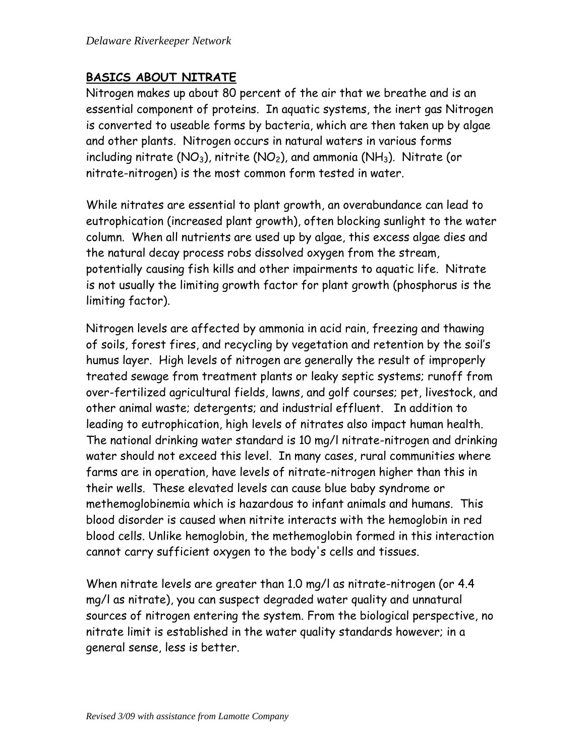## BASICS ABOUT NITRATE

Nitrogen makes up about 80 percent of the air that we breathe and is an essential component of proteins. In aquatic systems, the inert gas Nitrogen is converted to useable forms by bacteria, which are then taken up by algae and other plants. Nitrogen occurs in natural waters in various forms including nitrate ($NO_3$), nitrite ($NO_2$), and ammonia ($NH_3$). Nitrate (or nitrate-nitrogen) is the most common form tested in water.

While nitrates are essential to plant growth, an overabundance can lead to eutrophication (increased plant growth), often blocking sunlight to the water column. When all nutrients are used up by algae, this excess algae dies and the natural decay process robs dissolved oxygen from the stream, potentially causing fish kills and other impairments to aquatic life. Nitrate is not usually the limiting growth factor for plant growth (phosphorus is the limiting factor).

Nitrogen levels are affected by ammonia in acid rain, freezing and thawing of soils, forest fires, and recycling by vegetation and retention by the soil's humus layer. High levels of nitrogen are generally the result of improperly treated sewage from treatment plants or leaky septic systems; runoff from over-fertilized agricultural fields, lawns, and golf courses; pet, livestock, and other animal waste; detergents; and industrial effluent. In addition to leading to eutrophication, high levels of nitrates also impact human health. The national drinking water standard is 10 mg/l nitrate-nitrogen and drinking water should not exceed this level. In many cases, rural communities where farms are in operation, have levels of nitrate-nitrogen higher than this in their wells. These elevated levels can cause blue baby syndrome or methemoglobinemia which is hazardous to infant animals and humans. This blood disorder is caused when nitrite interacts with the hemoglobin in red blood cells. Unlike hemoglobin, the methemoglobin formed in this interaction cannot carry sufficient oxygen to the body's cells and tissues.

When nitrate levels are greater than 1.0 mg/l as nitrate-nitrogen (or 4.4 mg/l as nitrate), you can suspect degraded water quality and unnatural sources of nitrogen entering the system. From the biological perspective, no nitrate limit is established in the water quality standards however; in a general sense, less is better.

*Revised 3/09 with assistance from Lamotte Company*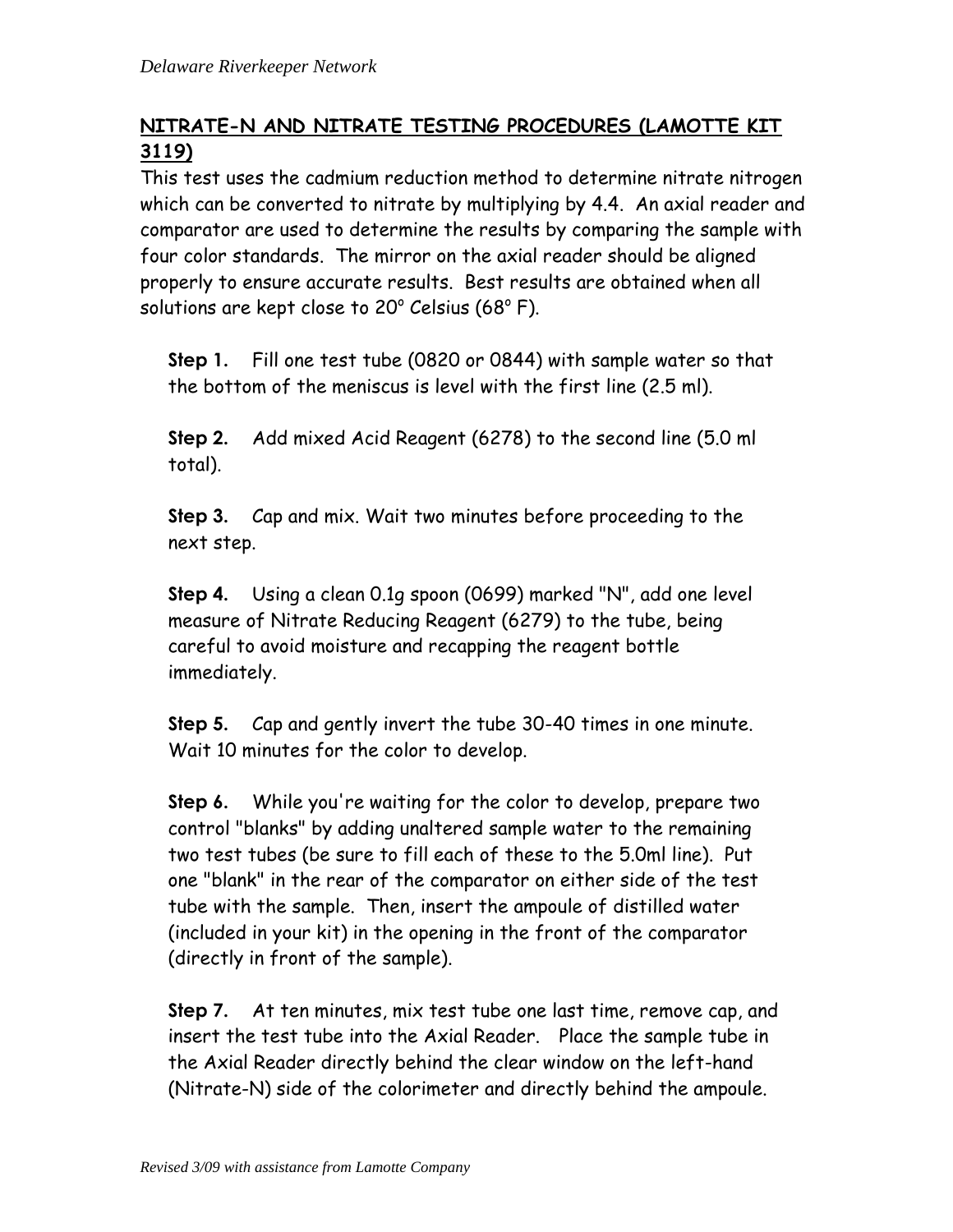## NITRATE-N AND NITRATE TESTING PROCEDURES (LAMOTTE KIT 3119)

This test uses the cadmium reduction method to determine nitrate nitrogen which can be converted to nitrate by multiplying by 4.4. An axial reader and comparator are used to determine the results by comparing the sample with four color standards. The mirror on the axial reader should be aligned properly to ensure accurate results. Best results are obtained when all solutions are kept close to 20° Celsius (68° F).

**Step 1.** Fill one test tube (0820 or 0844) with sample water so that the bottom of the meniscus is level with the first line (2.5 ml).

**Step 2.** Add mixed Acid Reagent (6278) to the second line (5.0 ml total).

**Step 3.** Cap and mix. Wait two minutes before proceeding to the next step.

**Step 4.** Using a clean 0.1g spoon (0699) marked "N", add one level measure of Nitrate Reducing Reagent (6279) to the tube, being careful to avoid moisture and recapping the reagent bottle immediately.

**Step 5.** Cap and gently invert the tube 30-40 times in one minute. Wait 10 minutes for the color to develop.

**Step 6.** While you're waiting for the color to develop, prepare two control "blanks" by adding unaltered sample water to the remaining two test tubes (be sure to fill each of these to the 5.0ml line). Put one "blank" in the rear of the comparator on either side of the test tube with the sample. Then, insert the ampoule of distilled water (included in your kit) in the opening in the front of the comparator (directly in front of the sample).

**Step 7.** At ten minutes, mix test tube one last time, remove cap, and insert the test tube into the Axial Reader. Place the sample tube in the Axial Reader directly behind the clear window on the left-hand (Nitrate-N) side of the colorimeter and directly behind the ampoule.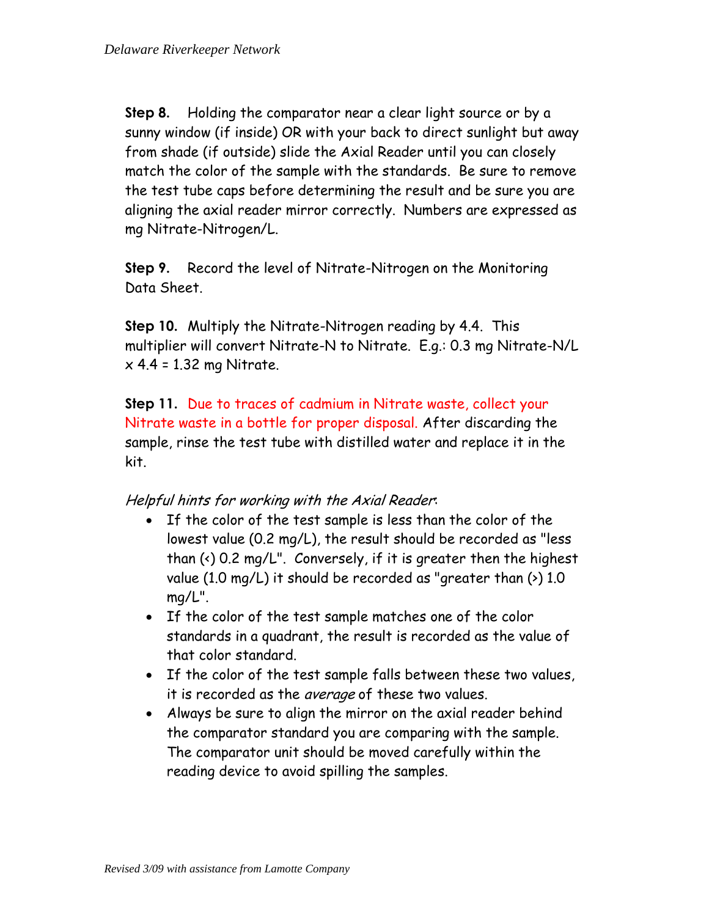**Step 8.** Holding the comparator near a clear light source or by a sunny window (if inside) OR with your back to direct sunlight but away from shade (if outside) slide the Axial Reader until you can closely match the color of the sample with the standards. Be sure to remove the test tube caps before determining the result and be sure you are aligning the axial reader mirror correctly. Numbers are expressed as mg Nitrate-Nitrogen/L.

**Step 9.** Record the level of Nitrate-Nitrogen on the Monitoring Data Sheet.

**Step 10.** Multiply the Nitrate-Nitrogen reading by 4.4. This multiplier will convert Nitrate-N to Nitrate. E.g.: 0.3 mg Nitrate-N/L x 4.4 = 1.32 mg Nitrate.

**Step 11.** Due to traces of cadmium in Nitrate waste, collect your Nitrate waste in a bottle for proper disposal. After discarding the sample, rinse the test tube with distilled water and replace it in the kit.

*Helpful hints for working with the Axial Reader*:

- If the color of the test sample is less than the color of the lowest value (0.2 mg/L), the result should be recorded as "less than (<) 0.2 mg/L". Conversely, if it is greater then the highest value (1.0 mg/L) it should be recorded as "greater than (>) 1.0 mg/L".
- If the color of the test sample matches one of the color standards in a quadrant, the result is recorded as the value of that color standard.
- If the color of the test sample falls between these two values, it is recorded as the *average* of these two values.
- Always be sure to align the mirror on the axial reader behind the comparator standard you are comparing with the sample. The comparator unit should be moved carefully within the reading device to avoid spilling the samples.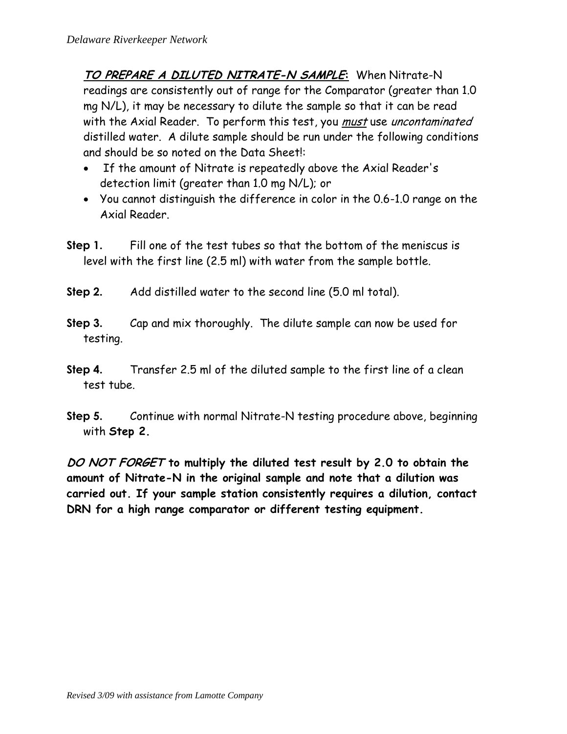***<u>TO PREPARE A DILUTED NITRATE-N SAMPLE</u>*:** When Nitrate-N readings are consistently out of range for the Comparator (greater than 1.0 mg N/L), it may be necessary to dilute the sample so that it can be read with the Axial Reader. To perform this test, you *<u>must</u>* use *uncontaminated* distilled water. A dilute sample should be run under the following conditions and should be so noted on the Data Sheet!:

- If the amount of Nitrate is repeatedly above the Axial Reader's detection limit (greater than 1.0 mg N/L); or
- You cannot distinguish the difference in color in the 0.6-1.0 range on the Axial Reader.

**Step 1.** Fill one of the test tubes so that the bottom of the meniscus is level with the first line (2.5 ml) with water from the sample bottle.

**Step 2.** Add distilled water to the second line (5.0 ml total).

**Step 3.** Cap and mix thoroughly. The dilute sample can now be used for testing.

**Step 4.** Transfer 2.5 ml of the diluted sample to the first line of a clean test tube.

**Step 5.** Continue with normal Nitrate-N testing procedure above, beginning with **Step 2.**

***DO NOT FORGET* to multiply the diluted test result by 2.0 to obtain the amount of Nitrate-N in the original sample and note that a dilution was carried out. If your sample station consistently requires a dilution, contact DRN for a high range comparator or different testing equipment.**

*Revised 3/09 with assistance from Lamotte Company*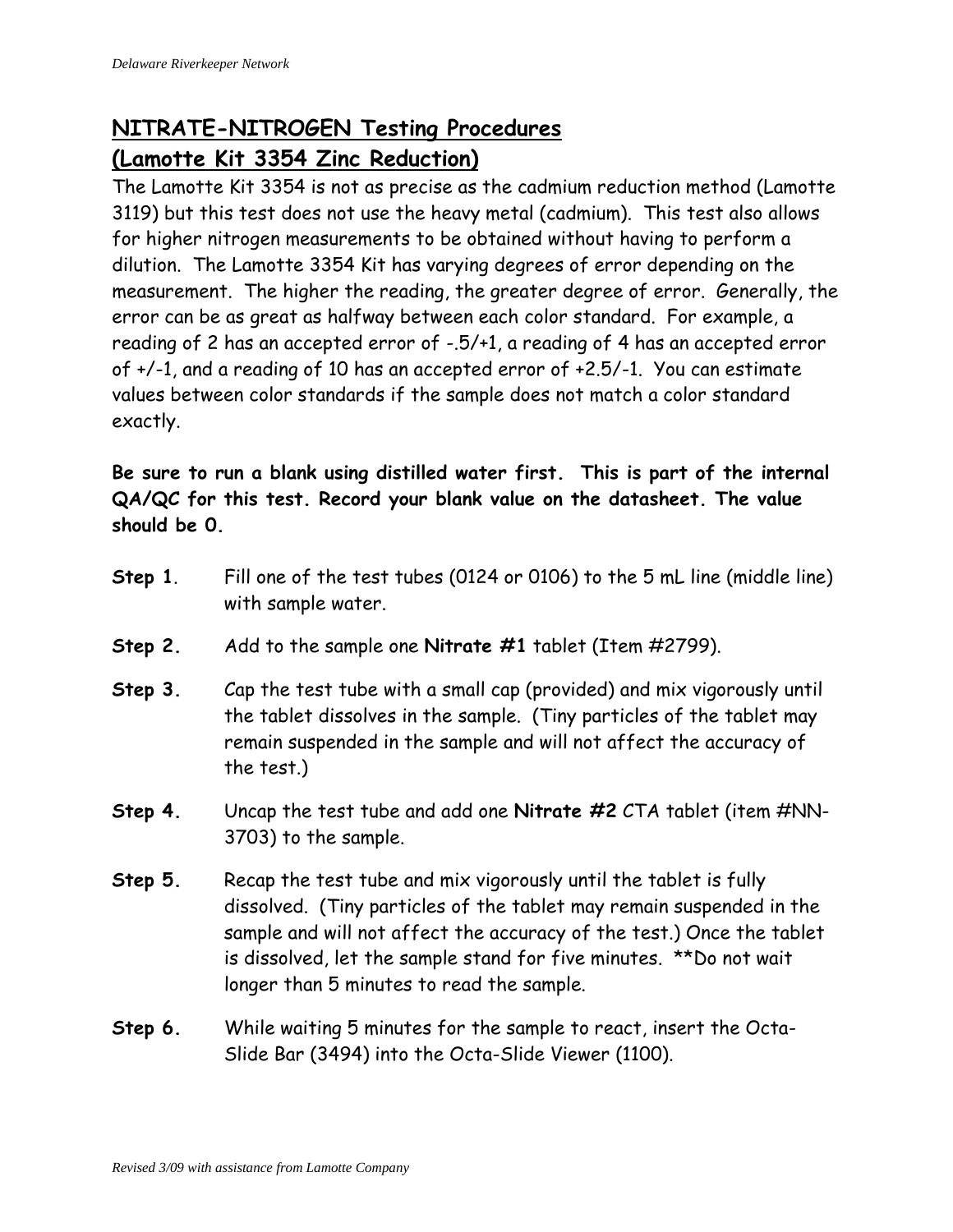## NITRATE-NITROGEN Testing Procedures
## (Lamotte Kit 3354 Zinc Reduction)

The Lamotte Kit 3354 is not as precise as the cadmium reduction method (Lamotte 3119) but this test does not use the heavy metal (cadmium). This test also allows for higher nitrogen measurements to be obtained without having to perform a dilution. The Lamotte 3354 Kit has varying degrees of error depending on the measurement. The higher the reading, the greater degree of error. Generally, the error can be as great as halfway between each color standard. For example, a reading of 2 has an accepted error of -.5/+1, a reading of 4 has an accepted error of +/-1, and a reading of 10 has an accepted error of +2.5/-1. You can estimate values between color standards if the sample does not match a color standard exactly.

**Be sure to run a blank using distilled water first. This is part of the internal QA/QC for this test. Record your blank value on the datasheet. The value should be 0.**

**Step 1**. Fill one of the test tubes (0124 or 0106) to the 5 mL line (middle line) with sample water.

**Step 2.** Add to the sample one **Nitrate #1** tablet (Item #2799).

**Step 3.** Cap the test tube with a small cap (provided) and mix vigorously until the tablet dissolves in the sample. (Tiny particles of the tablet may remain suspended in the sample and will not affect the accuracy of the test.)

**Step 4.** Uncap the test tube and add one **Nitrate #2** CTA tablet (item #NN-3703) to the sample.

**Step 5.** Recap the test tube and mix vigorously until the tablet is fully dissolved. (Tiny particles of the tablet may remain suspended in the sample and will not affect the accuracy of the test.) Once the tablet is dissolved, let the sample stand for five minutes. **Do not wait longer than 5 minutes to read the sample.

**Step 6.** While waiting 5 minutes for the sample to react, insert the Octa-Slide Bar (3494) into the Octa-Slide Viewer (1100).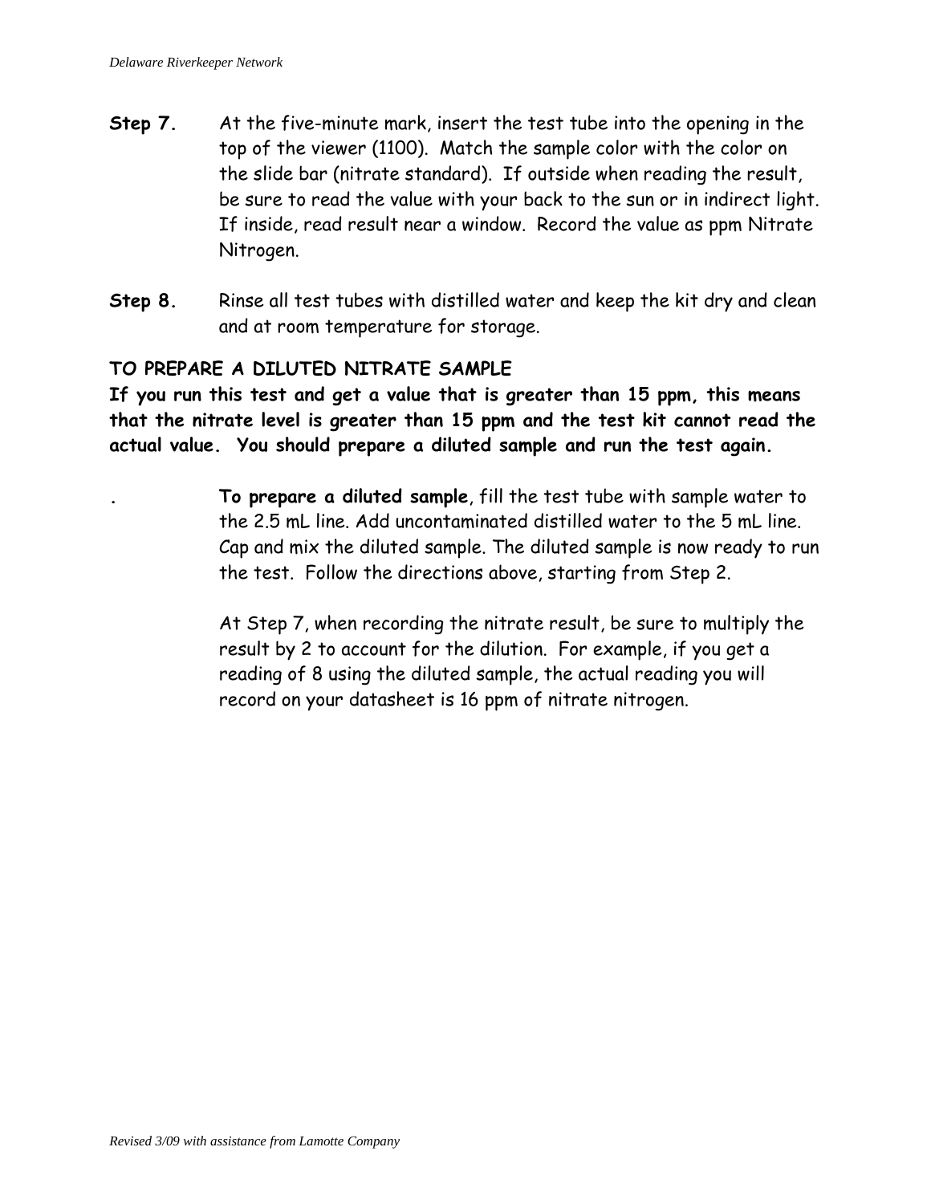**Step 7.** At the five-minute mark, insert the test tube into the opening in the top of the viewer (1100). Match the sample color with the color on the slide bar (nitrate standard). If outside when reading the result, be sure to read the value with your back to the sun or in indirect light. If inside, read result near a window. Record the value as ppm Nitrate Nitrogen.

**Step 8.** Rinse all test tubes with distilled water and keep the kit dry and clean and at room temperature for storage.

**TO PREPARE A DILUTED NITRATE SAMPLE**

**If you run this test and get a value that is greater than 15 ppm, this means that the nitrate level is greater than 15 ppm and the test kit cannot read the actual value. You should prepare a diluted sample and run the test again.**

. **To prepare a diluted sample**, fill the test tube with sample water to the 2.5 mL line. Add uncontaminated distilled water to the 5 mL line. Cap and mix the diluted sample. The diluted sample is now ready to run the test. Follow the directions above, starting from Step 2.

At Step 7, when recording the nitrate result, be sure to multiply the result by 2 to account for the dilution. For example, if you get a reading of 8 using the diluted sample, the actual reading you will record on your datasheet is 16 ppm of nitrate nitrogen.

*Revised 3/09 with assistance from Lamotte Company*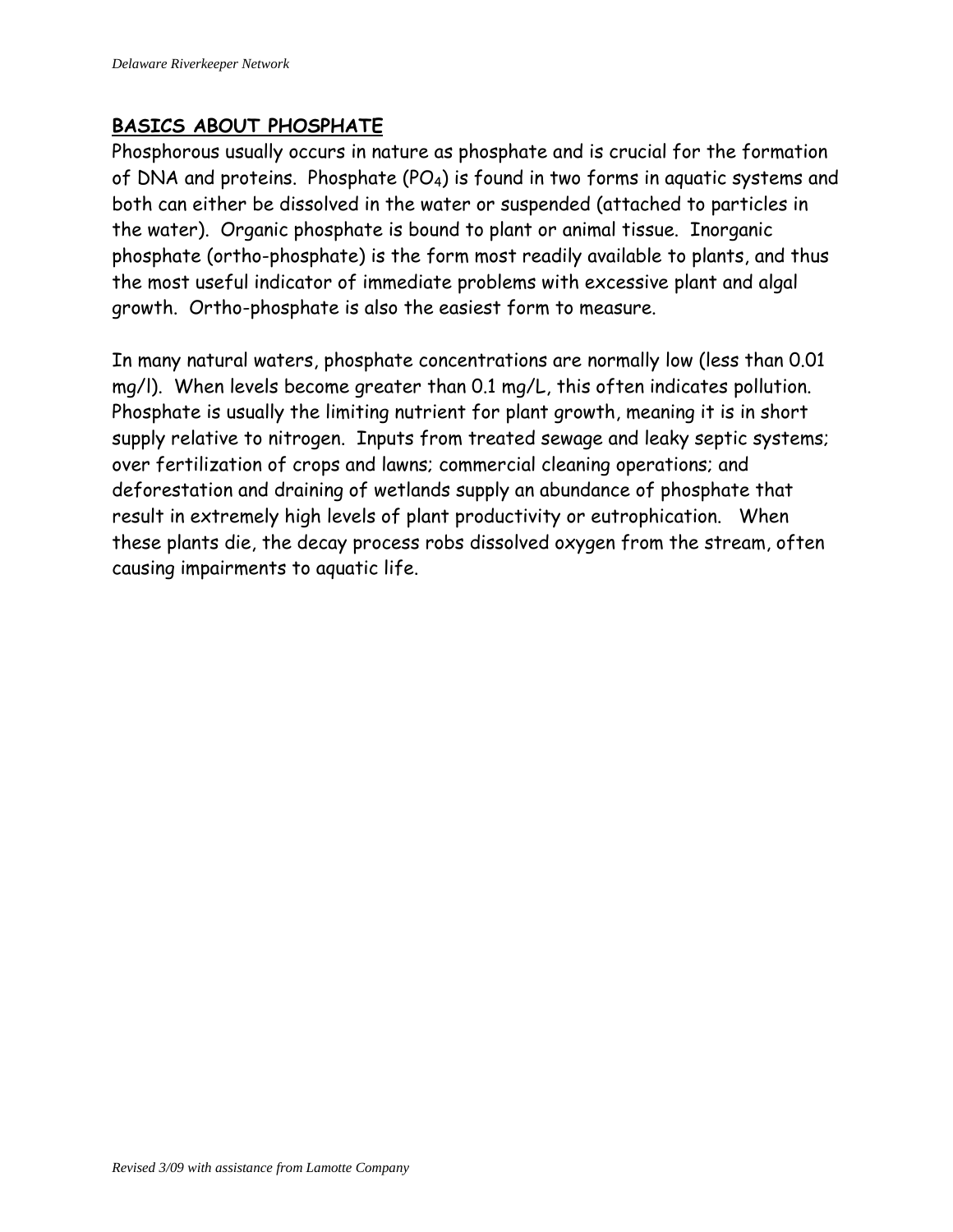## **BASICS ABOUT PHOSPHATE**

Phosphorous usually occurs in nature as phosphate and is crucial for the formation of DNA and proteins. Phosphate ($PO_4$) is found in two forms in aquatic systems and both can either be dissolved in the water or suspended (attached to particles in the water). Organic phosphate is bound to plant or animal tissue. Inorganic phosphate (ortho-phosphate) is the form most readily available to plants, and thus the most useful indicator of immediate problems with excessive plant and algal growth. Ortho-phosphate is also the easiest form to measure.

In many natural waters, phosphate concentrations are normally low (less than 0.01 mg/l). When levels become greater than 0.1 mg/L, this often indicates pollution. Phosphate is usually the limiting nutrient for plant growth, meaning it is in short supply relative to nitrogen. Inputs from treated sewage and leaky septic systems; over fertilization of crops and lawns; commercial cleaning operations; and deforestation and draining of wetlands supply an abundance of phosphate that result in extremely high levels of plant productivity or eutrophication. When these plants die, the decay process robs dissolved oxygen from the stream, often causing impairments to aquatic life.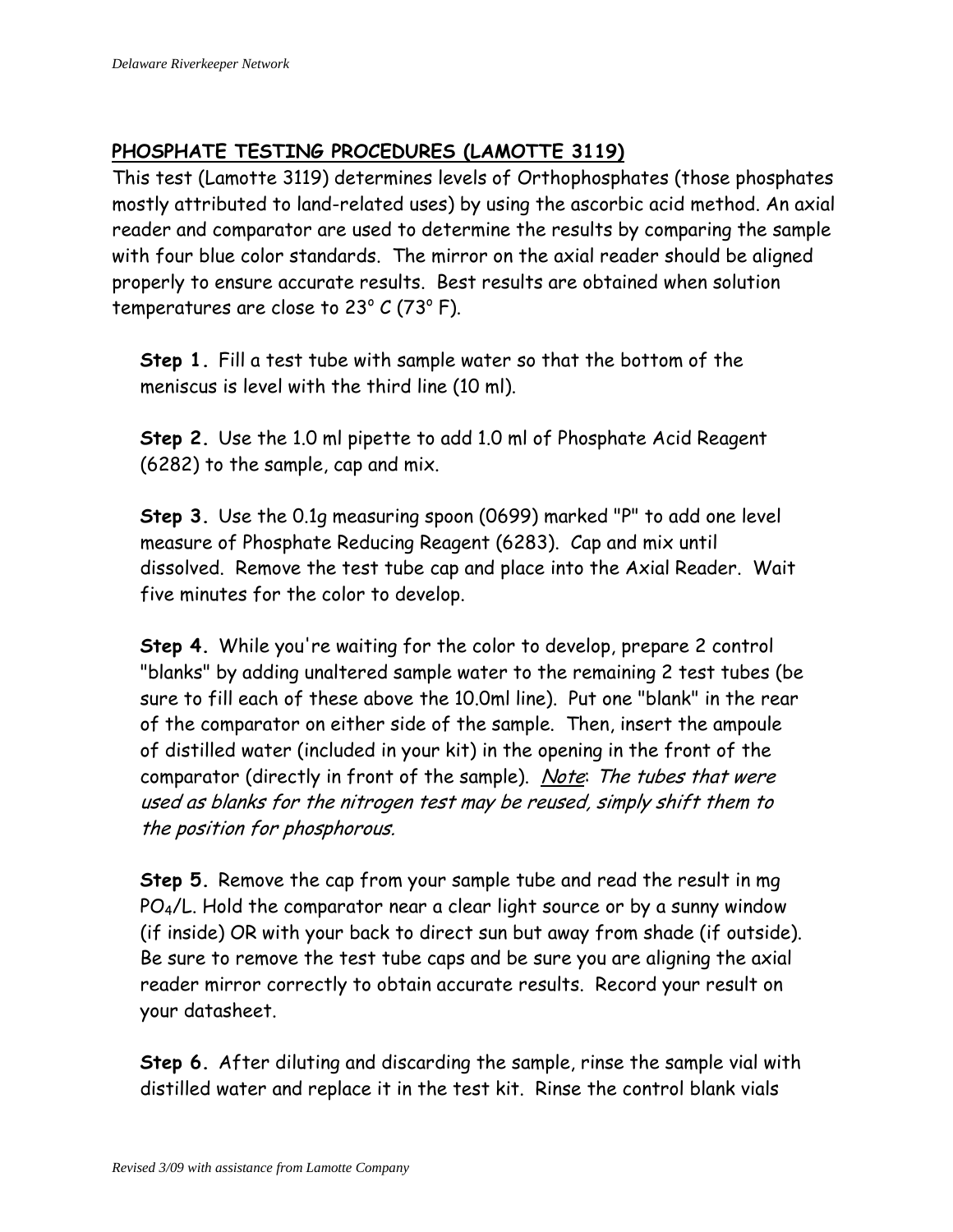## PHOSPHATE TESTING PROCEDURES (LAMOTTE 3119)

This test (Lamotte 3119) determines levels of Orthophosphates (those phosphates mostly attributed to land-related uses) by using the ascorbic acid method. An axial reader and comparator are used to determine the results by comparing the sample with four blue color standards. The mirror on the axial reader should be aligned properly to ensure accurate results. Best results are obtained when solution temperatures are close to 23° C (73° F).

**Step 1.** Fill a test tube with sample water so that the bottom of the meniscus is level with the third line (10 ml).

**Step 2.** Use the 1.0 ml pipette to add 1.0 ml of Phosphate Acid Reagent (6282) to the sample, cap and mix.

**Step 3.** Use the 0.1g measuring spoon (0699) marked "P" to add one level measure of Phosphate Reducing Reagent (6283). Cap and mix until dissolved. Remove the test tube cap and place into the Axial Reader. Wait five minutes for the color to develop.

**Step 4.** While you're waiting for the color to develop, prepare 2 control "blanks" by adding unaltered sample water to the remaining 2 test tubes (be sure to fill each of these above the 10.0ml line). Put one "blank" in the rear of the comparator on either side of the sample. Then, insert the ampoule of distilled water (included in your kit) in the opening in the front of the comparator (directly in front of the sample). *Note: The tubes that were used as blanks for the nitrogen test may be reused, simply shift them to the position for phosphorous.*

**Step 5.** Remove the cap from your sample tube and read the result in mg $PO_4$/L. Hold the comparator near a clear light source or by a sunny window (if inside) OR with your back to direct sun but away from shade (if outside). Be sure to remove the test tube caps and be sure you are aligning the axial reader mirror correctly to obtain accurate results. Record your result on your datasheet.

**Step 6.** After diluting and discarding the sample, rinse the sample vial with distilled water and replace it in the test kit. Rinse the control blank vials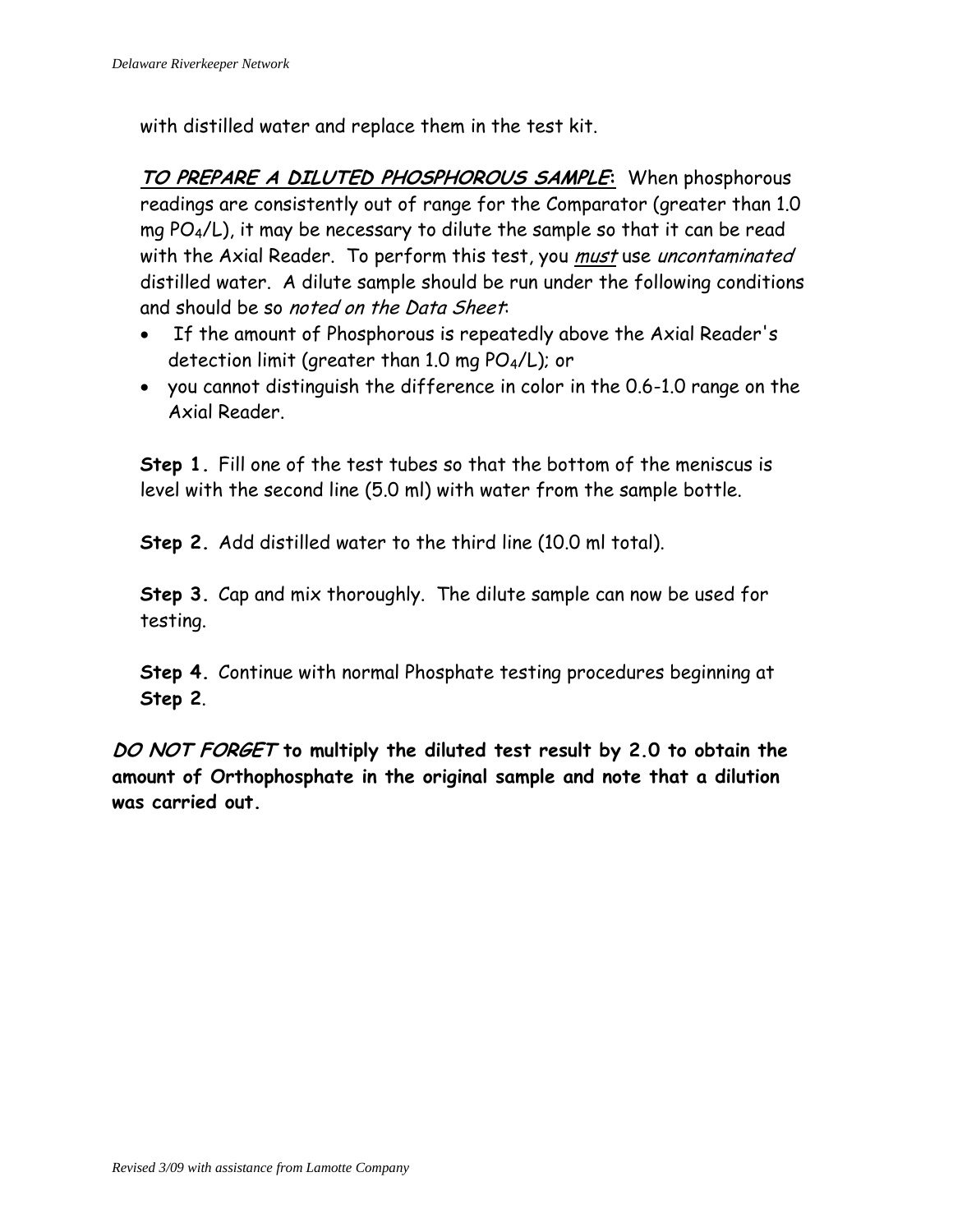with distilled water and replace them in the test kit.

***TO PREPARE A DILUTED PHOSPHOROUS SAMPLE*:** When phosphorous readings are consistently out of range for the Comparator (greater than 1.0 mg $PO_4$/L), it may be necessary to dilute the sample so that it can be read with the Axial Reader. To perform this test, you *must* use *uncontaminated* distilled water. A dilute sample should be run under the following conditions and should be so *noted on the Data Sheet*:

- If the amount of Phosphorous is repeatedly above the Axial Reader's detection limit (greater than 1.0 mg $PO_4$/L); or
- you cannot distinguish the difference in color in the 0.6-1.0 range on the Axial Reader.

**Step 1.** Fill one of the test tubes so that the bottom of the meniscus is level with the second line (5.0 ml) with water from the sample bottle.

**Step 2.** Add distilled water to the third line (10.0 ml total).

**Step 3.** Cap and mix thoroughly. The dilute sample can now be used for testing.

**Step 4.** Continue with normal Phosphate testing procedures beginning at **Step 2**.

***DO NOT FORGET* to multiply the diluted test result by 2.0 to obtain the amount of Orthophosphate in the original sample and note that a dilution was carried out.**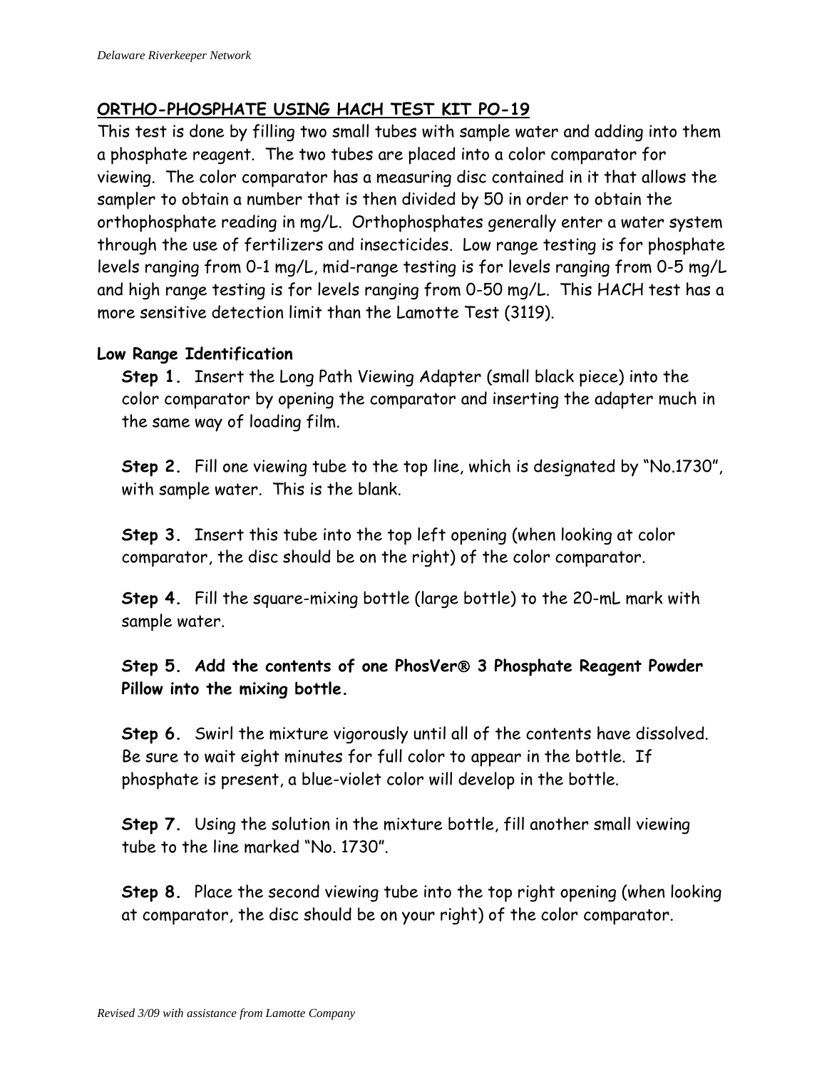## ORTHO-PHOSPHATE USING HACH TEST KIT PO-19

This test is done by filling two small tubes with sample water and adding into them a phosphate reagent. The two tubes are placed into a color comparator for viewing. The color comparator has a measuring disc contained in it that allows the sampler to obtain a number that is then divided by 50 in order to obtain the orthophosphate reading in mg/L. Orthophosphates generally enter a water system through the use of fertilizers and insecticides. Low range testing is for phosphate levels ranging from 0-1 mg/L, mid-range testing is for levels ranging from 0-5 mg/L and high range testing is for levels ranging from 0-50 mg/L. This HACH test has a more sensitive detection limit than the Lamotte Test (3119).

### Low Range Identification

**Step 1.** Insert the Long Path Viewing Adapter (small black piece) into the color comparator by opening the comparator and inserting the adapter much in the same way of loading film.

**Step 2.** Fill one viewing tube to the top line, which is designated by "No.1730", with sample water. This is the blank.

**Step 3.** Insert this tube into the top left opening (when looking at color comparator, the disc should be on the right) of the color comparator.

**Step 4.** Fill the square-mixing bottle (large bottle) to the 20-mL mark with sample water.

**Step 5. Add the contents of one PhosVer® 3 Phosphate Reagent Powder Pillow into the mixing bottle.**

**Step 6.** Swirl the mixture vigorously until all of the contents have dissolved. Be sure to wait eight minutes for full color to appear in the bottle. If phosphate is present, a blue-violet color will develop in the bottle.

**Step 7.** Using the solution in the mixture bottle, fill another small viewing tube to the line marked "No. 1730".

**Step 8.** Place the second viewing tube into the top right opening (when looking at comparator, the disc should be on your right) of the color comparator.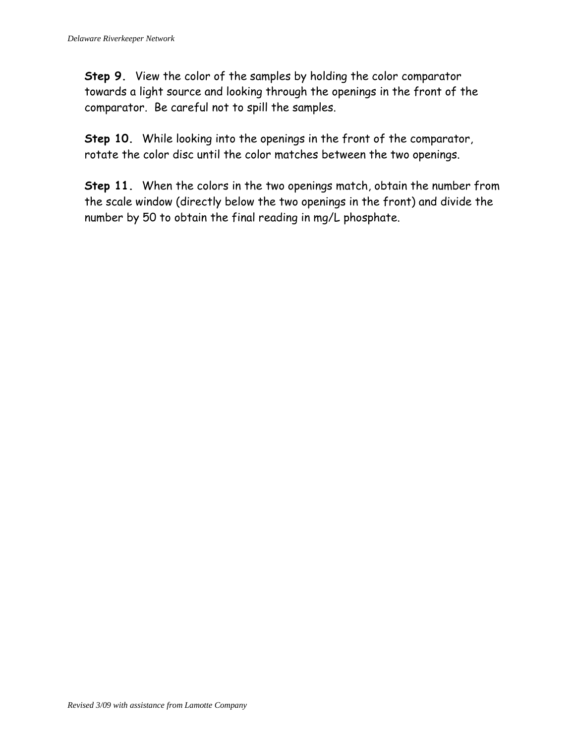**Step 9.** View the color of the samples by holding the color comparator towards a light source and looking through the openings in the front of the comparator. Be careful not to spill the samples.

**Step 10.** While looking into the openings in the front of the comparator, rotate the color disc until the color matches between the two openings.

**Step 11.** When the colors in the two openings match, obtain the number from the scale window (directly below the two openings in the front) and divide the number by 50 to obtain the final reading in mg/L phosphate.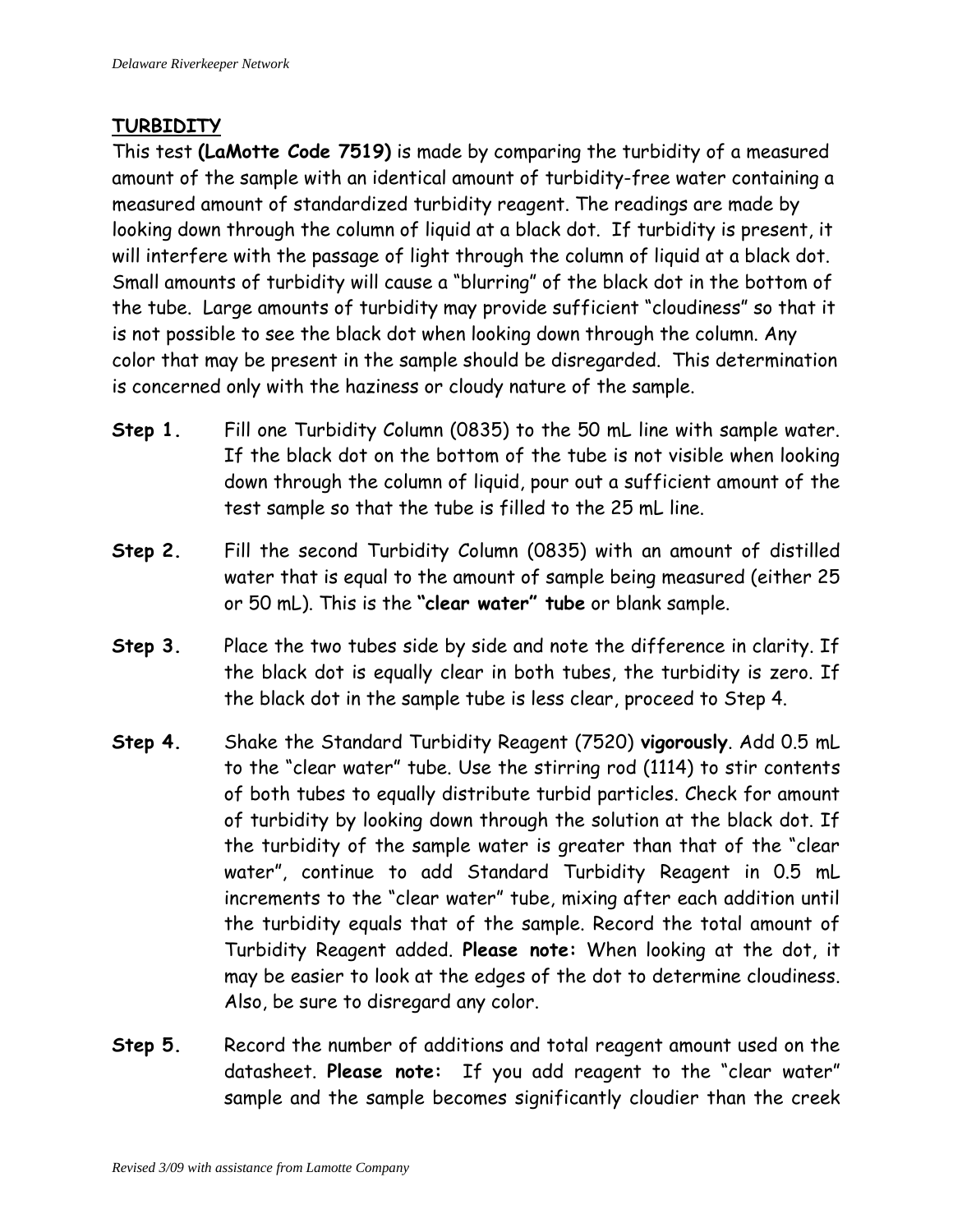## TURBIDITY

This test **(LaMotte Code 7519)** is made by comparing the turbidity of a measured amount of the sample with an identical amount of turbidity-free water containing a measured amount of standardized turbidity reagent. The readings are made by looking down through the column of liquid at a black dot. If turbidity is present, it will interfere with the passage of light through the column of liquid at a black dot. Small amounts of turbidity will cause a "blurring" of the black dot in the bottom of the tube. Large amounts of turbidity may provide sufficient "cloudiness" so that it is not possible to see the black dot when looking down through the column. Any color that may be present in the sample should be disregarded. This determination is concerned only with the haziness or cloudy nature of the sample.

**Step 1.** Fill one Turbidity Column (0835) to the 50 mL line with sample water. If the black dot on the bottom of the tube is not visible when looking down through the column of liquid, pour out a sufficient amount of the test sample so that the tube is filled to the 25 mL line.

**Step 2.** Fill the second Turbidity Column (0835) with an amount of distilled water that is equal to the amount of sample being measured (either 25 or 50 mL). This is the **"clear water" tube** or blank sample.

**Step 3.** Place the two tubes side by side and note the difference in clarity. If the black dot is equally clear in both tubes, the turbidity is zero. If the black dot in the sample tube is less clear, proceed to Step 4.

**Step 4.** Shake the Standard Turbidity Reagent (7520) **vigorously**. Add 0.5 mL to the "clear water" tube. Use the stirring rod (1114) to stir contents of both tubes to equally distribute turbid particles. Check for amount of turbidity by looking down through the solution at the black dot. If the turbidity of the sample water is greater than that of the "clear water", continue to add Standard Turbidity Reagent in 0.5 mL increments to the "clear water" tube, mixing after each addition until the turbidity equals that of the sample. Record the total amount of Turbidity Reagent added. **Please note:** When looking at the dot, it may be easier to look at the edges of the dot to determine cloudiness. Also, be sure to disregard any color.

**Step 5.** Record the number of additions and total reagent amount used on the datasheet. **Please note:** If you add reagent to the "clear water" sample and the sample becomes significantly cloudier than the creek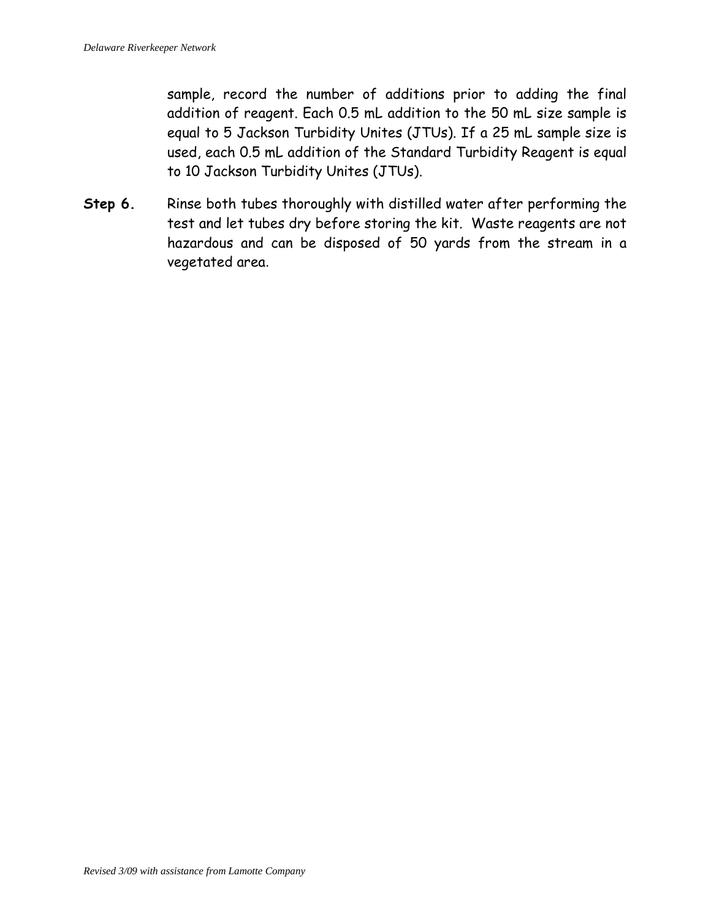sample, record the number of additions prior to adding the final addition of reagent. Each 0.5 mL addition to the 50 mL size sample is equal to 5 Jackson Turbidity Unites (JTUs). If a 25 mL sample size is used, each 0.5 mL addition of the Standard Turbidity Reagent is equal to 10 Jackson Turbidity Unites (JTUs).

**Step 6.** Rinse both tubes thoroughly with distilled water after performing the test and let tubes dry before storing the kit. Waste reagents are not hazardous and can be disposed of 50 yards from the stream in a vegetated area.